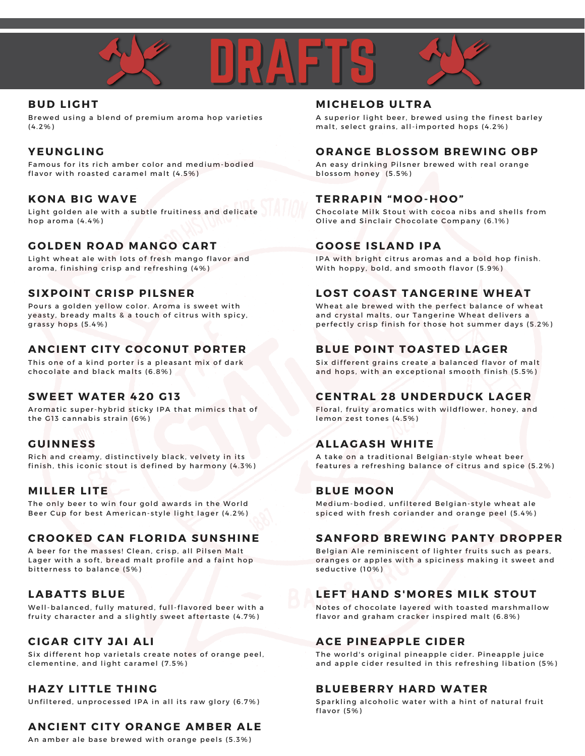# DRAFTS

## BUD LIGHT
Brewed using a blend of premium aroma hop varieties (4.2%)

## YEUNGLING
Famous for its rich amber color and medium-bodied flavor with roasted caramel malt (4.5%)

## KONA BIG WAVE
Light golden ale with a subtle fruitiness and delicate hop aroma (4.4%)

## GOLDEN ROAD MANGO CART
Light wheat ale with lots of fresh mango flavor and aroma, finishing crisp and refreshing (4%)

## SIXPOINT CRISP PILSNER
Pours a golden yellow color. Aroma is sweet with yeasty, bready malts & a touch of citrus with spicy, grassy hops (5.4%)

## ANCIENT CITY COCONUT PORTER
This one of a kind porter is a pleasant mix of dark chocolate and black malts (6.8%)

## SWEET WATER 420 G13
Aromatic super-hybrid sticky IPA that mimics that of the G13 cannabis strain (6%)

## GUINNESS
Rich and creamy, distinctively black, velvety in its finish, this iconic stout is defined by harmony (4.3%)

## MILLER LITE
The only beer to win four gold awards in the World Beer Cup for best American-style light lager (4.2%)

## CROOKED CAN FLORIDA SUNSHINE
A beer for the masses! Clean, crisp, all Pilsen Malt Lager with a soft, bread malt profile and a faint hop bitterness to balance (5%)

## LABATTS BLUE
Well-balanced, fully matured, full-flavored beer with a fruity character and a slightly sweet aftertaste (4.7%)

## CIGAR CITY JAI ALI
Six different hop varietals create notes of orange peel, clementine, and light caramel (7.5%)

## HAZY LITTLE THING
Unfiltered, unprocessed IPA in all its raw glory (6.7%)

## ANCIENT CITY ORANGE AMBER ALE
An amber ale base brewed with orange peels (5.3%)

## MICHELOB ULTRA
A superior light beer, brewed using the finest barley malt, select grains, all-imported hops (4.2%)

## ORANGE BLOSSOM BREWING OBP
An easy drinking Pilsner brewed with real orange blossom honey (5.5%)

## TERRAPIN "MOO-HOO"
Chocolate Milk Stout with cocoa nibs and shells from Olive and Sinclair Chocolate Company (6.1%)

## GOOSE ISLAND IPA
IPA with bright citrus aromas and a bold hop finish. With hoppy, bold, and smooth flavor (5.9%)

## LOST COAST TANGERINE WHEAT
Wheat ale brewed with the perfect balance of wheat and crystal malts, our Tangerine Wheat delivers a perfectly crisp finish for those hot summer days (5.2%)

## BLUE POINT TOASTED LAGER
Six different grains create a balanced flavor of malt and hops, with an exceptional smooth finish (5.5%)

## CENTRAL 28 UNDERDUCK LAGER
Floral, fruity aromatics with wildflower, honey, and lemon zest tones (4.5%)

## ALLAGASH WHITE
A take on a traditional Belgian-style wheat beer features a refreshing balance of citrus and spice (5.2%)

## BLUE MOON
Medium-bodied, unfiltered Belgian-style wheat ale spiced with fresh coriander and orange peel (5.4%)

## SANFORD BREWING PANTY DROPPER
Belgian Ale reminiscent of lighter fruits such as pears, oranges or apples with a spiciness making it sweet and seductive (10%)

## LEFT HAND S'MORES MILK STOUT
Notes of chocolate layered with toasted marshmallow flavor and graham cracker inspired malt (6.8%)

## ACE PINEAPPLE CIDER
The world's original pineapple cider. Pineapple juice and apple cider resulted in this refreshing libation (5%)

## BLUEBERRY HARD WATER
Sparkling alcoholic water with a hint of natural fruit flavor (5%)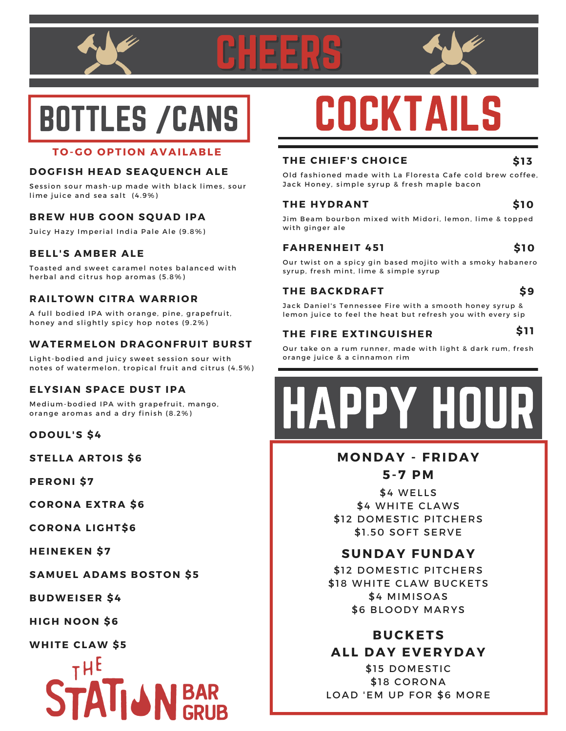# CHEERS

## BOTTLES /CANS

**TO-GO OPTION AVAILABLE**

### DOGFISH HEAD SEAQUENCH ALE

Session sour mash-up made with black limes, sour lime juice and sea salt (4.9%)

### BREW HUB GOON SQUAD IPA

Juicy Hazy Imperial India Pale Ale (9.8%)

### BELL'S AMBER ALE

Toasted and sweet caramel notes balanced with herbal and citrus hop aromas (5.8%)

### RAILTOWN CITRA WARRIOR

A full bodied IPA with orange, pine, grapefruit, honey and slightly spicy hop notes (9.2%)

### WATERMELON DRAGONFRUIT BURST

Light-bodied and juicy sweet session sour with notes of watermelon, tropical fruit and citrus (4.5%)

### ELYSIAN SPACE DUST IPA

Medium-bodied IPA with grapefruit, mango, orange aromas and a dry finish (8.2%)

**ODOUL'S $4**

**STELLA ARTOIS $6**

**PERONI $7**

**CORONA EXTRA $6**

**CORONA LIGHT$6**

**HEINEKEN $7**

**SAMUEL ADAMS BOSTON $5**

**BUDWEISER $4**

**HIGH NOON $6**

**WHITE CLAW $5**

THE STATION BAR GRUB

## COCKTAILS

### THE CHIEF'S CHOICE — $13

Old fashioned made with La Floresta Cafe cold brew coffee, Jack Honey, simple syrup & fresh maple bacon

### THE HYDRANT — $10

Jim Beam bourbon mixed with Midori, lemon, lime & topped with ginger ale

### FAHRENHEIT 451 — $10

Our twist on a spicy gin based mojito with a smoky habanero syrup, fresh mint, lime & simple syrup

### THE BACKDRAFT — $9

Jack Daniel's Tennessee Fire with a smooth honey syrup & lemon juice to feel the heat but refresh you with every sip

### THE FIRE EXTINGUISHER — $11

Our take on a rum runner, made with light & dark rum, fresh orange juice & a cinnamon rim

## HAPPY HOUR

### MONDAY - FRIDAY
### 5-7 PM

$4 WELLS
$4 WHITE CLAWS
$12 DOMESTIC PITCHERS
$1.50 SOFT SERVE

### SUNDAY FUNDAY

$12 DOMESTIC PITCHERS
$18 WHITE CLAW BUCKETS
$4 MIMISOAS
$6 BLOODY MARYS

### BUCKETS
### ALL DAY EVERYDAY

$15 DOMESTIC
$18 CORONA
LOAD 'EM UP FOR $6 MORE